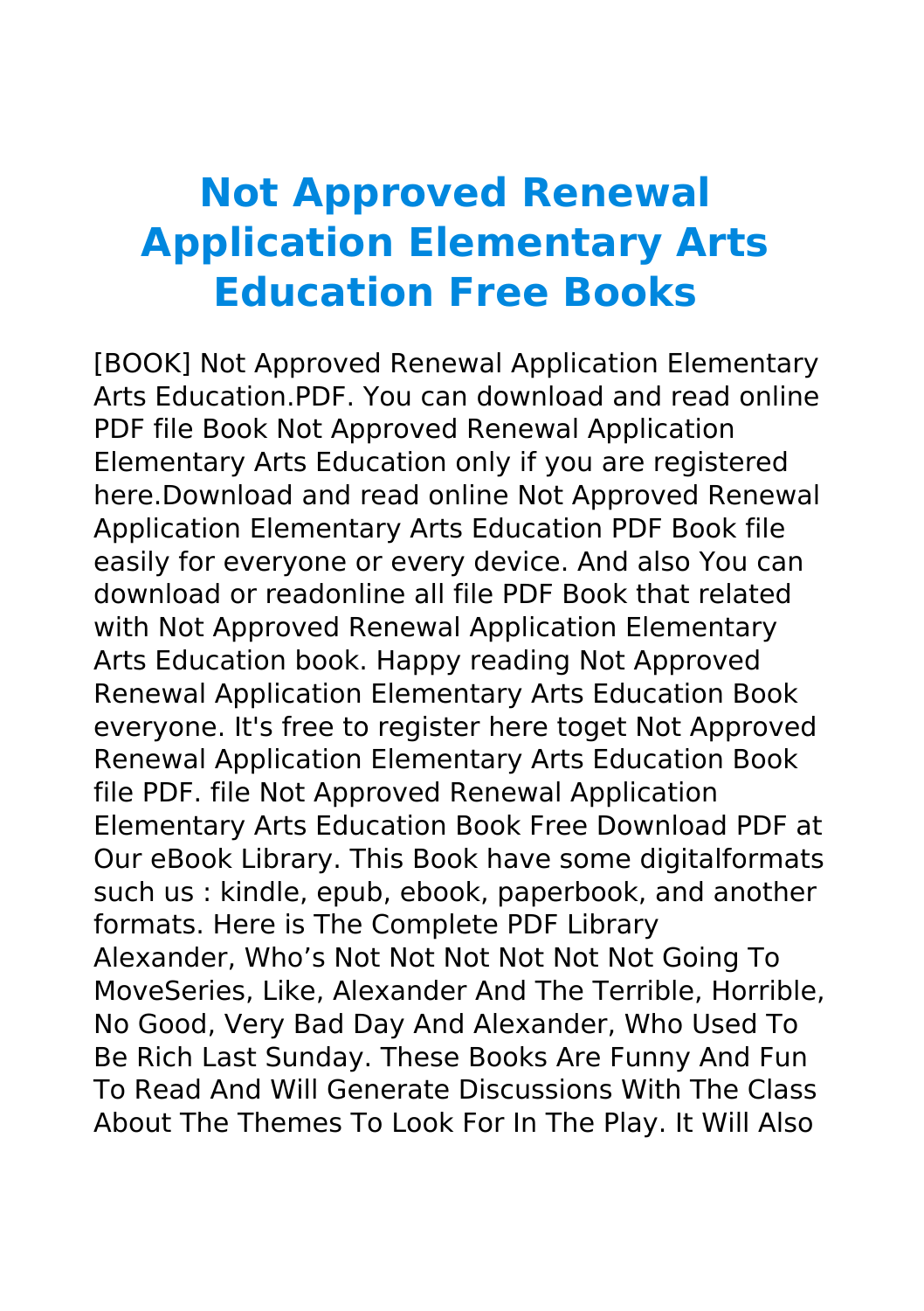# Not Approved Renewal Application Elementary Arts Education Free Books

[BOOK] Not Approved Renewal Application Elementary Arts Education.PDF. You can download and read online PDF file Book Not Approved Renewal Application Elementary Arts Education only if you are registered here.Download and read online Not Approved Renewal Application Elementary Arts Education PDF Book file easily for everyone or every device. And also You can download or readonline all file PDF Book that related with Not Approved Renewal Application Elementary Arts Education book. Happy reading Not Approved Renewal Application Elementary Arts Education Book everyone. It's free to register here toget Not Approved Renewal Application Elementary Arts Education Book file PDF. file Not Approved Renewal Application Elementary Arts Education Book Free Download PDF at Our eBook Library. This Book have some digitalformats such us : kindle, epub, ebook, paperbook, and another formats. Here is The Complete PDF Library

Alexander, Who's Not Not Not Not Not Not Going To MoveSeries, Like, Alexander And The Terrible, Horrible, No Good, Very Bad Day And Alexander, Who Used To Be Rich Last Sunday. These Books Are Funny And Fun To Read And Will Generate Discussions With The Class About The Themes To Look For In The Play. It Will Also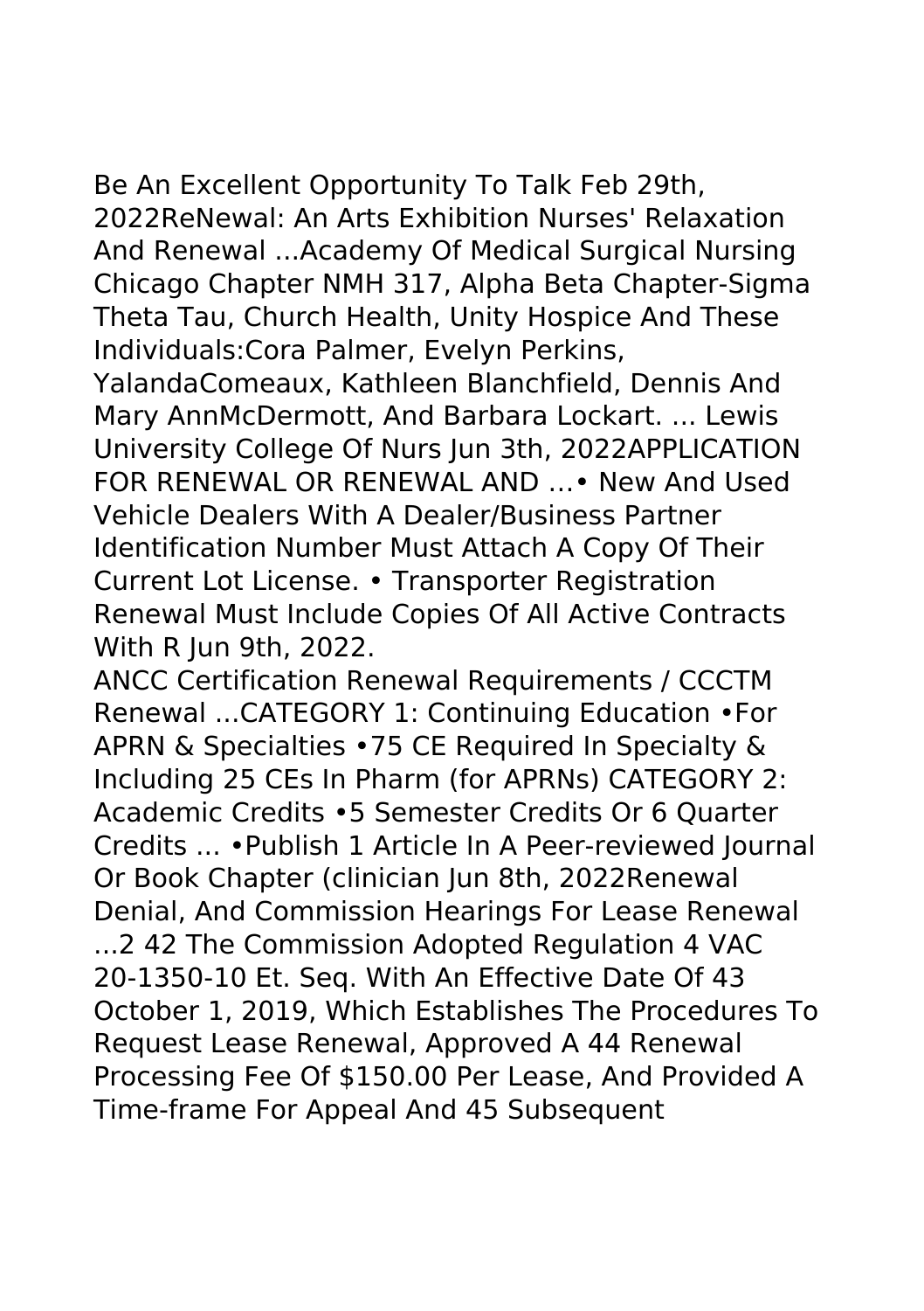Be An Excellent Opportunity To Talk Feb 29th, 2022ReNewal: An Arts Exhibition Nurses' Relaxation And Renewal ...Academy Of Medical Surgical Nursing Chicago Chapter NMH 317, Alpha Beta Chapter-Sigma Theta Tau, Church Health, Unity Hospice And These Individuals:Cora Palmer, Evelyn Perkins, YalandaComeaux, Kathleen Blanchfield, Dennis And Mary AnnMcDermott, And Barbara Lockart. ... Lewis University College Of Nurs Jun 3th, 2022APPLICATION FOR RENEWAL OR RENEWAL AND …• New And Used Vehicle Dealers With A Dealer/Business Partner Identification Number Must Attach A Copy Of Their Current Lot License. • Transporter Registration Renewal Must Include Copies Of All Active Contracts With R Jun 9th, 2022.

ANCC Certification Renewal Requirements / CCCTM Renewal ...CATEGORY 1: Continuing Education •For APRN & Specialties •75 CE Required In Specialty & Including 25 CEs In Pharm (for APRNs) CATEGORY 2: Academic Credits •5 Semester Credits Or 6 Quarter Credits ... •Publish 1 Article In A Peer-reviewed Journal Or Book Chapter (clinician Jun 8th, 2022Renewal Denial, And Commission Hearings For Lease Renewal ...2 42 The Commission Adopted Regulation 4 VAC 20-1350-10 Et. Seq. With An Effective Date Of 43 October 1, 2019, Which Establishes The Procedures To Request Lease Renewal, Approved A 44 Renewal Processing Fee Of $150.00 Per Lease, And Provided A Time-frame For Appeal And 45 Subsequent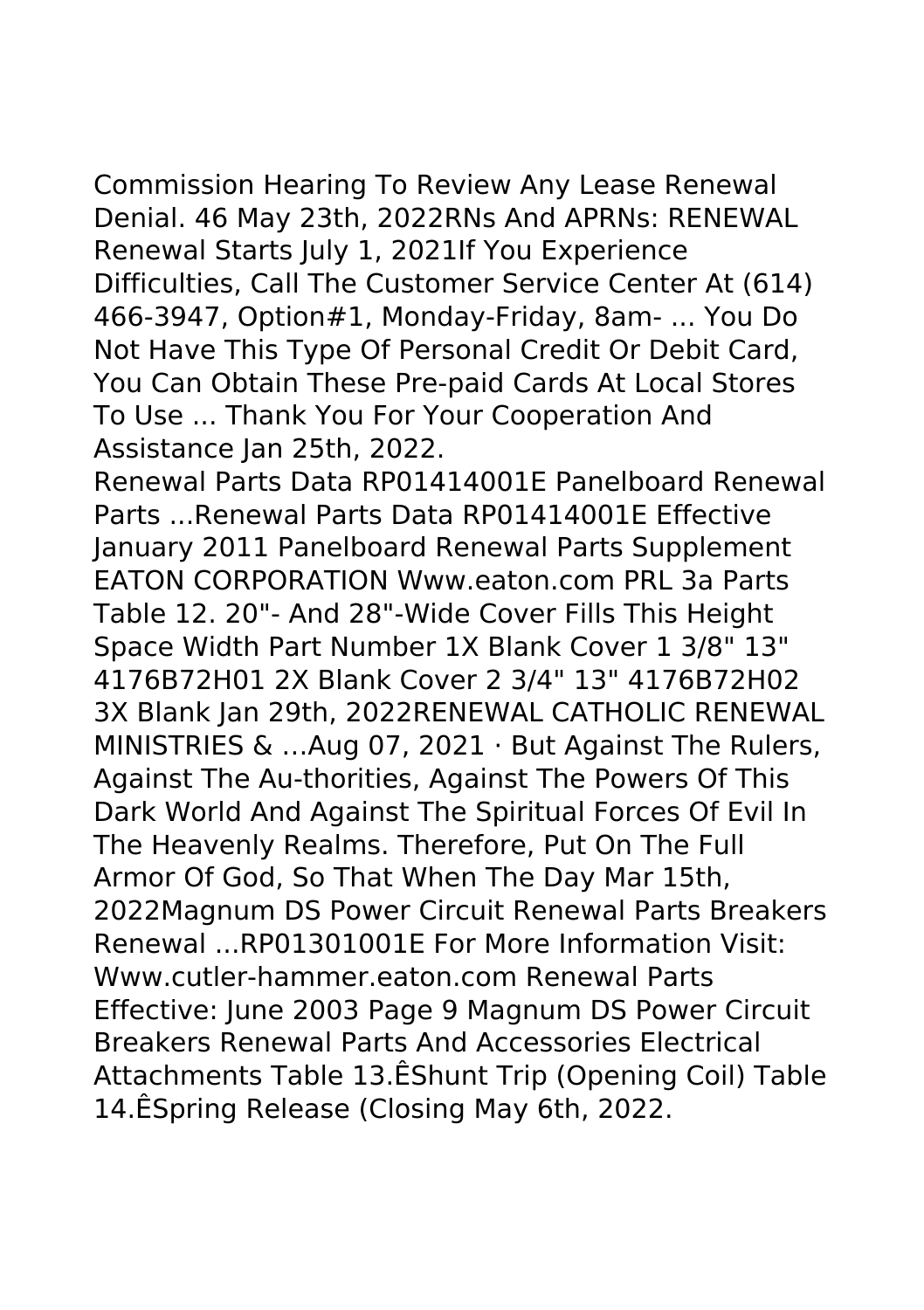Commission Hearing To Review Any Lease Renewal Denial. 46 May 23th, 2022RNs And APRNs: RENEWAL Renewal Starts July 1, 2021If You Experience Difficulties, Call The Customer Service Center At (614) 466-3947, Option#1, Monday-Friday, 8am- ... You Do Not Have This Type Of Personal Credit Or Debit Card, You Can Obtain These Pre-paid Cards At Local Stores To Use ... Thank You For Your Cooperation And Assistance Jan 25th, 2022.

Renewal Parts Data RP01414001E Panelboard Renewal Parts ...Renewal Parts Data RP01414001E Effective January 2011 Panelboard Renewal Parts Supplement EATON CORPORATION Www.eaton.com PRL 3a Parts Table 12. 20"- And 28"-Wide Cover Fills This Height Space Width Part Number 1X Blank Cover 1 3/8" 13" 4176B72H01 2X Blank Cover 2 3/4" 13" 4176B72H02 3X Blank Jan 29th, 2022RENEWAL CATHOLIC RENEWAL MINISTRIES & …Aug 07, 2021 · But Against The Rulers, Against The Au-thorities, Against The Powers Of This Dark World And Against The Spiritual Forces Of Evil In The Heavenly Realms. Therefore, Put On The Full Armor Of God, So That When The Day Mar 15th, 2022Magnum DS Power Circuit Renewal Parts Breakers Renewal ...RP01301001E For More Information Visit: Www.cutler-hammer.eaton.com Renewal Parts Effective: June 2003 Page 9 Magnum DS Power Circuit Breakers Renewal Parts And Accessories Electrical Attachments Table 13.ÊShunt Trip (Opening Coil) Table 14.ÊSpring Release (Closing May 6th, 2022.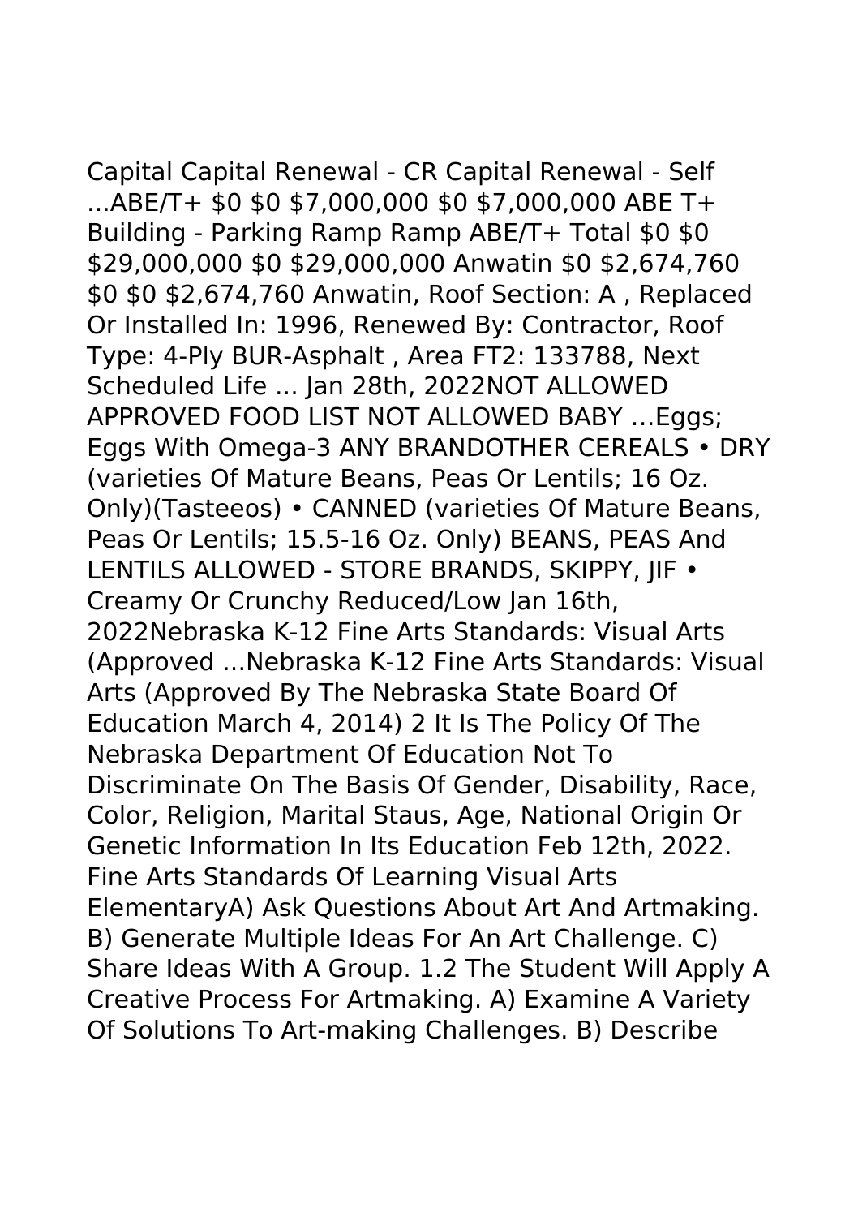Capital Capital Renewal - CR Capital Renewal - Self ...ABE/T+ $0 $0 $7,000,000 $0 $7,000,000 ABE T+ Building - Parking Ramp Ramp ABE/T+ Total $0 $0 $29,000,000 $0 $29,000,000 Anwatin $0 $2,674,760 $0 $0 $2,674,760 Anwatin, Roof Section: A , Replaced Or Installed In: 1996, Renewed By: Contractor, Roof Type: 4-Ply BUR-Asphalt , Area FT2: 133788, Next Scheduled Life ... Jan 28th, 2022NOT ALLOWED APPROVED FOOD LIST NOT ALLOWED BABY …Eggs; Eggs With Omega-3 ANY BRANDOTHER CEREALS • DRY (varieties Of Mature Beans, Peas Or Lentils; 16 Oz. Only)(Tasteeos) • CANNED (varieties Of Mature Beans, Peas Or Lentils; 15.5-16 Oz. Only) BEANS, PEAS And LENTILS ALLOWED - STORE BRANDS, SKIPPY, JIF • Creamy Or Crunchy Reduced/Low Jan 16th, 2022Nebraska K-12 Fine Arts Standards: Visual Arts (Approved ...Nebraska K-12 Fine Arts Standards: Visual Arts (Approved By The Nebraska State Board Of Education March 4, 2014) 2 It Is The Policy Of The Nebraska Department Of Education Not To Discriminate On The Basis Of Gender, Disability, Race, Color, Religion, Marital Staus, Age, National Origin Or Genetic Information In Its Education Feb 12th, 2022. Fine Arts Standards Of Learning Visual Arts ElementaryA) Ask Questions About Art And Artmaking. B) Generate Multiple Ideas For An Art Challenge. C) Share Ideas With A Group. 1.2 The Student Will Apply A Creative Process For Artmaking. A) Examine A Variety Of Solutions To Art-making Challenges. B) Describe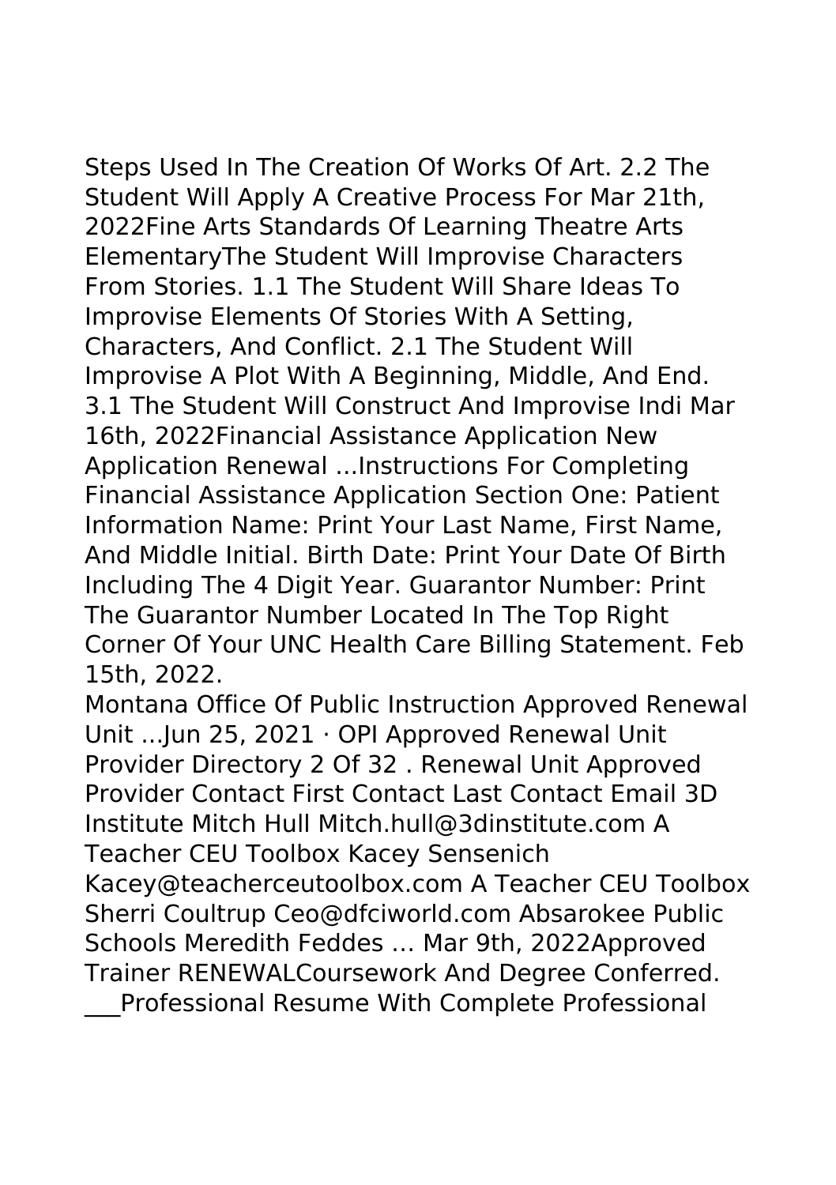Steps Used In The Creation Of Works Of Art. 2.2 The Student Will Apply A Creative Process For Mar 21th, 2022Fine Arts Standards Of Learning Theatre Arts ElementaryThe Student Will Improvise Characters From Stories. 1.1 The Student Will Share Ideas To Improvise Elements Of Stories With A Setting, Characters, And Conflict. 2.1 The Student Will Improvise A Plot With A Beginning, Middle, And End. 3.1 The Student Will Construct And Improvise Indi Mar 16th, 2022Financial Assistance Application New Application Renewal ...Instructions For Completing Financial Assistance Application Section One: Patient Information Name: Print Your Last Name, First Name, And Middle Initial. Birth Date: Print Your Date Of Birth Including The 4 Digit Year. Guarantor Number: Print The Guarantor Number Located In The Top Right Corner Of Your UNC Health Care Billing Statement. Feb 15th, 2022.

Montana Office Of Public Instruction Approved Renewal Unit ...Jun 25, 2021 · OPI Approved Renewal Unit Provider Directory 2 Of 32 . Renewal Unit Approved Provider Contact First Contact Last Contact Email 3D Institute Mitch Hull Mitch.hull@3dinstitute.com A Teacher CEU Toolbox Kacey Sensenich Kacey@teacherceutoolbox.com A Teacher CEU Toolbox Sherri Coultrup Ceo@dfciworld.com Absarokee Public Schools Meredith Feddes … Mar 9th, 2022Approved Trainer RENEWALCoursework And Degree Conferred. ___Professional Resume With Complete Professional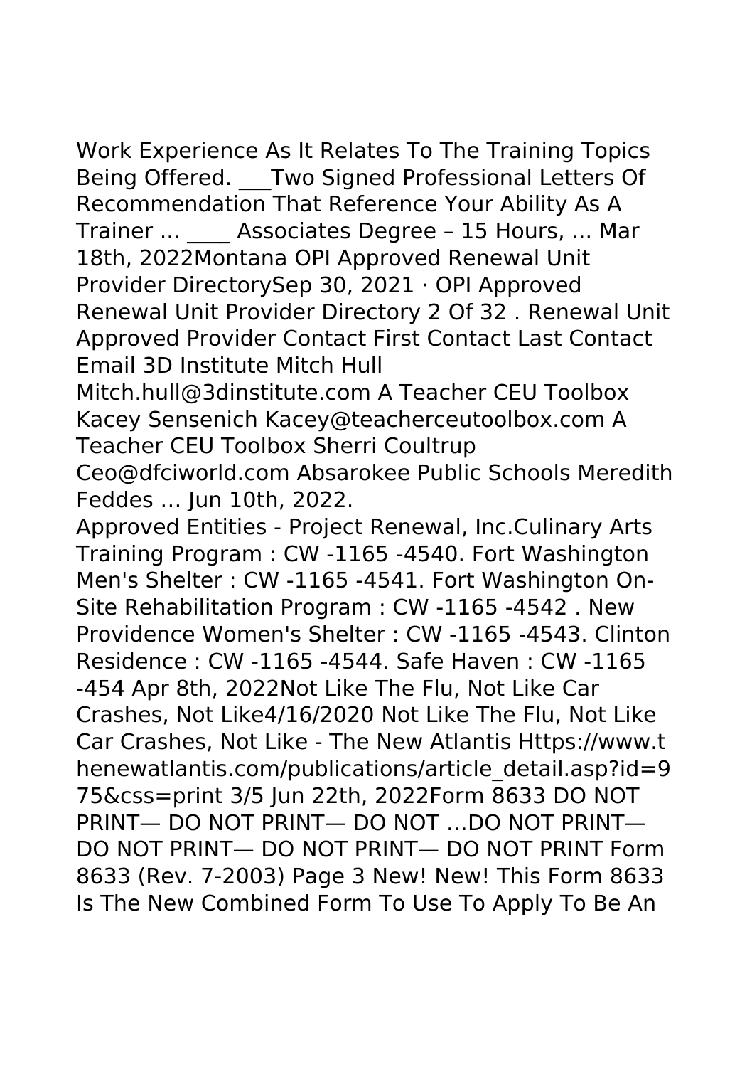Work Experience As It Relates To The Training Topics Being Offered. ___Two Signed Professional Letters Of Recommendation That Reference Your Ability As A Trainer ... ____ Associates Degree – 15 Hours, ... Mar 18th, 2022Montana OPI Approved Renewal Unit Provider DirectorySep 30, 2021 · OPI Approved Renewal Unit Provider Directory 2 Of 32 . Renewal Unit Approved Provider Contact First Contact Last Contact Email 3D Institute Mitch Hull Mitch.hull@3dinstitute.com A Teacher CEU Toolbox Kacey Sensenich Kacey@teacherceutoolbox.com A Teacher CEU Toolbox Sherri Coultrup Ceo@dfciworld.com Absarokee Public Schools Meredith Feddes … Jun 10th, 2022.

Approved Entities - Project Renewal, Inc.Culinary Arts Training Program : CW -1165 -4540. Fort Washington Men's Shelter : CW -1165 -4541. Fort Washington On-Site Rehabilitation Program : CW -1165 -4542 . New Providence Women's Shelter : CW -1165 -4543. Clinton Residence : CW -1165 -4544. Safe Haven : CW -1165 -454 Apr 8th, 2022Not Like The Flu, Not Like Car Crashes, Not Like4/16/2020 Not Like The Flu, Not Like Car Crashes, Not Like - The New Atlantis Https://www.thenewatlantis.com/publications/article_detail.asp?id=975&css=print 3/5 Jun 22th, 2022Form 8633 DO NOT PRINT— DO NOT PRINT— DO NOT ...DO NOT PRINT— DO NOT PRINT— DO NOT PRINT— DO NOT PRINT Form 8633 (Rev. 7-2003) Page 3 New! New! This Form 8633 Is The New Combined Form To Use To Apply To Be An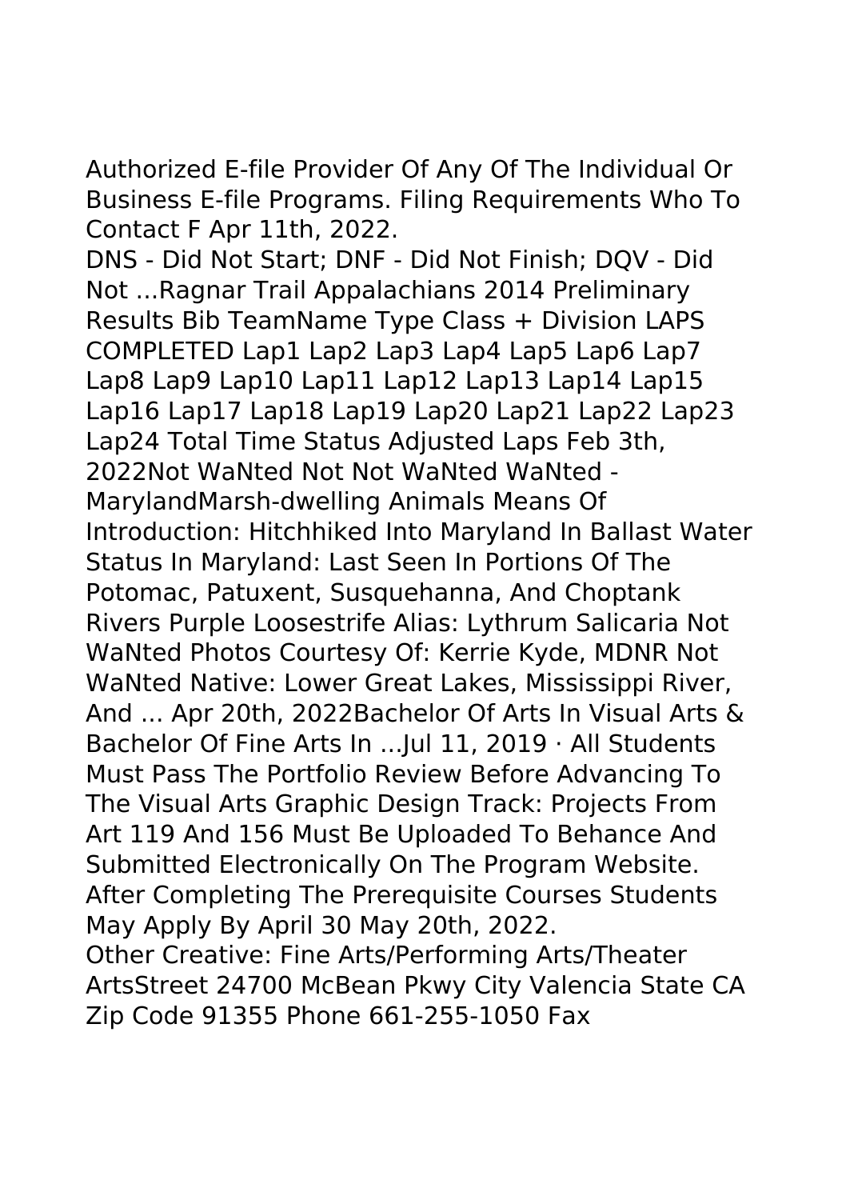Authorized E-file Provider Of Any Of The Individual Or Business E-file Programs. Filing Requirements Who To Contact F Apr 11th, 2022.

DNS - Did Not Start; DNF - Did Not Finish; DQV - Did Not ...Ragnar Trail Appalachians 2014 Preliminary Results Bib TeamName Type Class + Division LAPS COMPLETED Lap1 Lap2 Lap3 Lap4 Lap5 Lap6 Lap7 Lap8 Lap9 Lap10 Lap11 Lap12 Lap13 Lap14 Lap15 Lap16 Lap17 Lap18 Lap19 Lap20 Lap21 Lap22 Lap23 Lap24 Total Time Status Adjusted Laps Feb 3th, 2022Not WaNted Not Not WaNted WaNted - MarylandMarsh-dwelling Animals Means Of Introduction: Hitchhiked Into Maryland In Ballast Water Status In Maryland: Last Seen In Portions Of The Potomac, Patuxent, Susquehanna, And Choptank Rivers Purple Loosestrife Alias: Lythrum Salicaria Not WaNted Photos Courtesy Of: Kerrie Kyde, MDNR Not WaNted Native: Lower Great Lakes, Mississippi River, And ... Apr 20th, 2022Bachelor Of Arts In Visual Arts & Bachelor Of Fine Arts In ...Jul 11, 2019 · All Students Must Pass The Portfolio Review Before Advancing To The Visual Arts Graphic Design Track: Projects From Art 119 And 156 Must Be Uploaded To Behance And Submitted Electronically On The Program Website. After Completing The Prerequisite Courses Students May Apply By April 30 May 20th, 2022.

Other Creative: Fine Arts/Performing Arts/Theater ArtsStreet 24700 McBean Pkwy City Valencia State CA Zip Code 91355 Phone 661-255-1050 Fax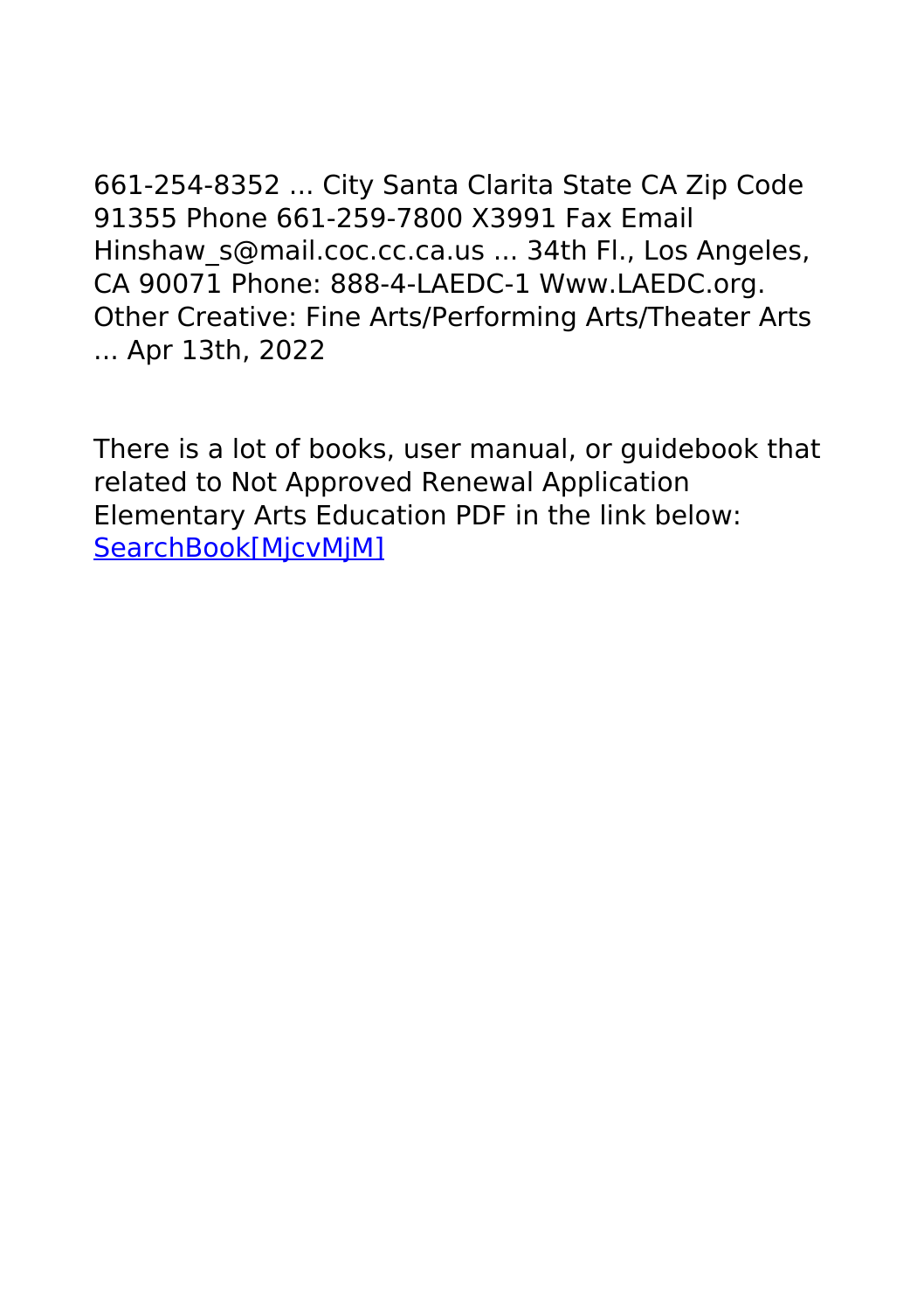661-254-8352 ... City Santa Clarita State CA Zip Code 91355 Phone 661-259-7800 X3991 Fax Email Hinshaw_s@mail.coc.cc.ca.us ... 34th Fl., Los Angeles, CA 90071 Phone: 888-4-LAEDC-1 Www.LAEDC.org. Other Creative: Fine Arts/Performing Arts/Theater Arts ... Apr 13th, 2022

There is a lot of books, user manual, or guidebook that related to Not Approved Renewal Application Elementary Arts Education PDF in the link below:
SearchBook[MjcvMjM]